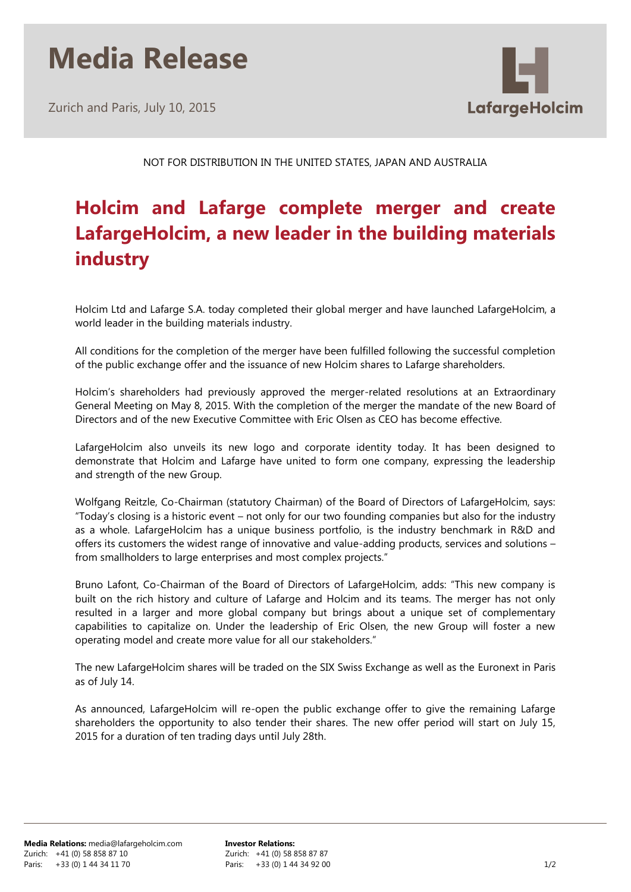# Media Release

Zurich and Paris, July 10, 2015

NOT FOR DISTRIBUTION IN THE UNITED STATES, JAPAN AND AUSTRALIA

## Holcim and Lafarge complete merger and create LafargeHolcim, a new leader in the building materials industry

Holcim Ltd and Lafarge S.A. today completed their global merger and have launched LafargeHolcim, a world leader in the building materials industry.

All conditions for the completion of the merger have been fulfilled following the successful completion of the public exchange offer and the issuance of new Holcim shares to Lafarge shareholders.

Holcim's shareholders had previously approved the merger-related resolutions at an Extraordinary General Meeting on May 8, 2015. With the completion of the merger the mandate of the new Board of Directors and of the new Executive Committee with Eric Olsen as CEO has become effective.

LafargeHolcim also unveils its new logo and corporate identity today. It has been designed to demonstrate that Holcim and Lafarge have united to form one company, expressing the leadership and strength of the new Group.

Wolfgang Reitzle, Co-Chairman (statutory Chairman) of the Board of Directors of LafargeHolcim, says: "Today's closing is a historic event – not only for our two founding companies but also for the industry as a whole. LafargeHolcim has a unique business portfolio, is the industry benchmark in R&D and offers its customers the widest range of innovative and value-adding products, services and solutions – from smallholders to large enterprises and most complex projects."

Bruno Lafont, Co-Chairman of the Board of Directors of LafargeHolcim, adds: "This new company is built on the rich history and culture of Lafarge and Holcim and its teams. The merger has not only resulted in a larger and more global company but brings about a unique set of complementary capabilities to capitalize on. Under the leadership of Eric Olsen, the new Group will foster a new operating model and create more value for all our stakeholders."

The new LafargeHolcim shares will be traded on the SIX Swiss Exchange as well as the Euronext in Paris as of July 14.

As announced, LafargeHolcim will re-open the public exchange offer to give the remaining Lafarge shareholders the opportunity to also tender their shares. The new offer period will start on July 15, 2015 for a duration of ten trading days until July 28th.

**Media Relations:** media@lafargeholcim.com
Zurich: +41 (0) 58 858 87 10
Paris: +33 (0) 1 44 34 11 70

**Investor Relations:**
Zurich: +41 (0) 58 858 87 87
Paris: +33 (0) 1 44 34 92 00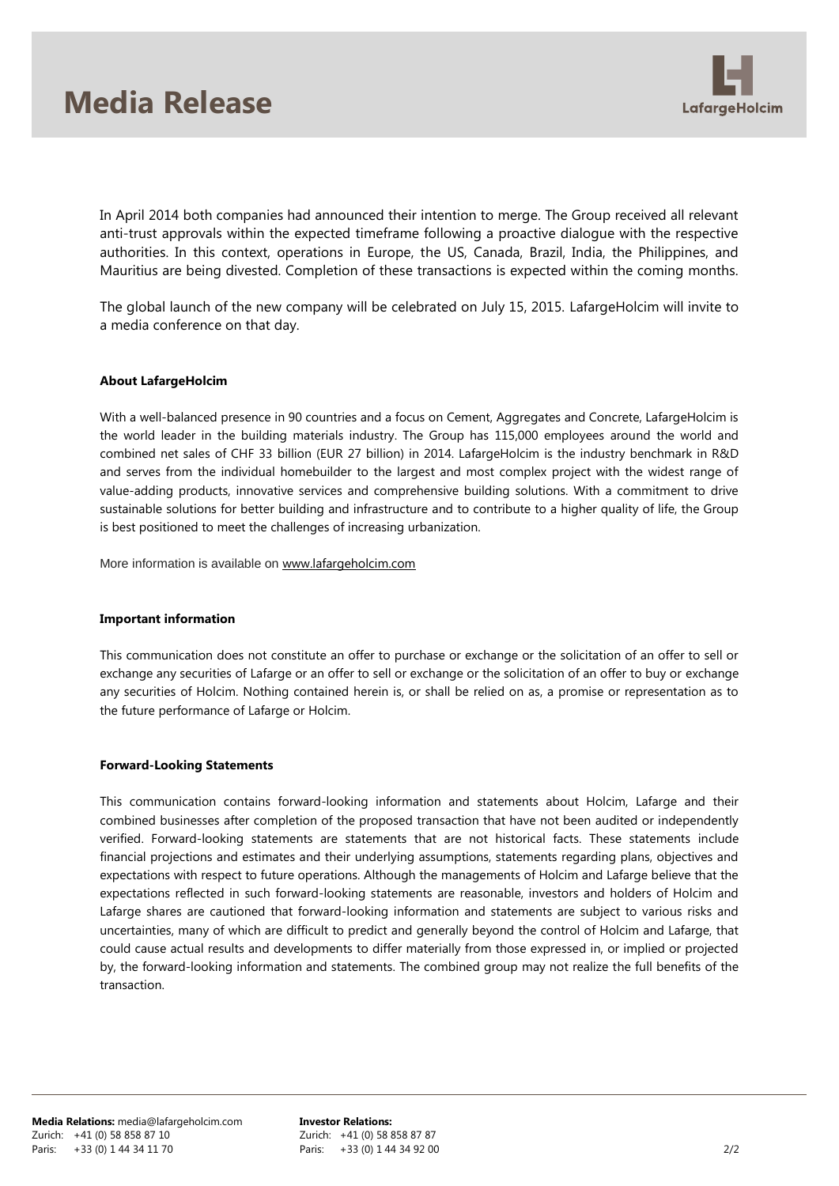In April 2014 both companies had announced their intention to merge. The Group received all relevant anti-trust approvals within the expected timeframe following a proactive dialogue with the respective authorities. In this context, operations in Europe, the US, Canada, Brazil, India, the Philippines, and Mauritius are being divested. Completion of these transactions is expected within the coming months.

The global launch of the new company will be celebrated on July 15, 2015. LafargeHolcim will invite to a media conference on that day.

**About LafargeHolcim**

With a well-balanced presence in 90 countries and a focus on Cement, Aggregates and Concrete, LafargeHolcim is the world leader in the building materials industry. The Group has 115,000 employees around the world and combined net sales of CHF 33 billion (EUR 27 billion) in 2014. LafargeHolcim is the industry benchmark in R&D and serves from the individual homebuilder to the largest and most complex project with the widest range of value-adding products, innovative services and comprehensive building solutions. With a commitment to drive sustainable solutions for better building and infrastructure and to contribute to a higher quality of life, the Group is best positioned to meet the challenges of increasing urbanization.

More information is available on www.lafargeholcim.com

**Important information**

This communication does not constitute an offer to purchase or exchange or the solicitation of an offer to sell or exchange any securities of Lafarge or an offer to sell or exchange or the solicitation of an offer to buy or exchange any securities of Holcim. Nothing contained herein is, or shall be relied on as, a promise or representation as to the future performance of Lafarge or Holcim.

**Forward-Looking Statements**

This communication contains forward-looking information and statements about Holcim, Lafarge and their combined businesses after completion of the proposed transaction that have not been audited or independently verified. Forward-looking statements are statements that are not historical facts. These statements include financial projections and estimates and their underlying assumptions, statements regarding plans, objectives and expectations with respect to future operations. Although the managements of Holcim and Lafarge believe that the expectations reflected in such forward-looking statements are reasonable, investors and holders of Holcim and Lafarge shares are cautioned that forward-looking information and statements are subject to various risks and uncertainties, many of which are difficult to predict and generally beyond the control of Holcim and Lafarge, that could cause actual results and developments to differ materially from those expressed in, or implied or projected by, the forward-looking information and statements. The combined group may not realize the full benefits of the transaction.

**Media Relations:** media@lafargeholcim.com
Zurich: +41 (0) 58 858 87 10
Paris: +33 (0) 1 44 34 11 70

**Investor Relations:**
Zurich: +41 (0) 58 858 87 87
Paris: +33 (0) 1 44 34 92 00